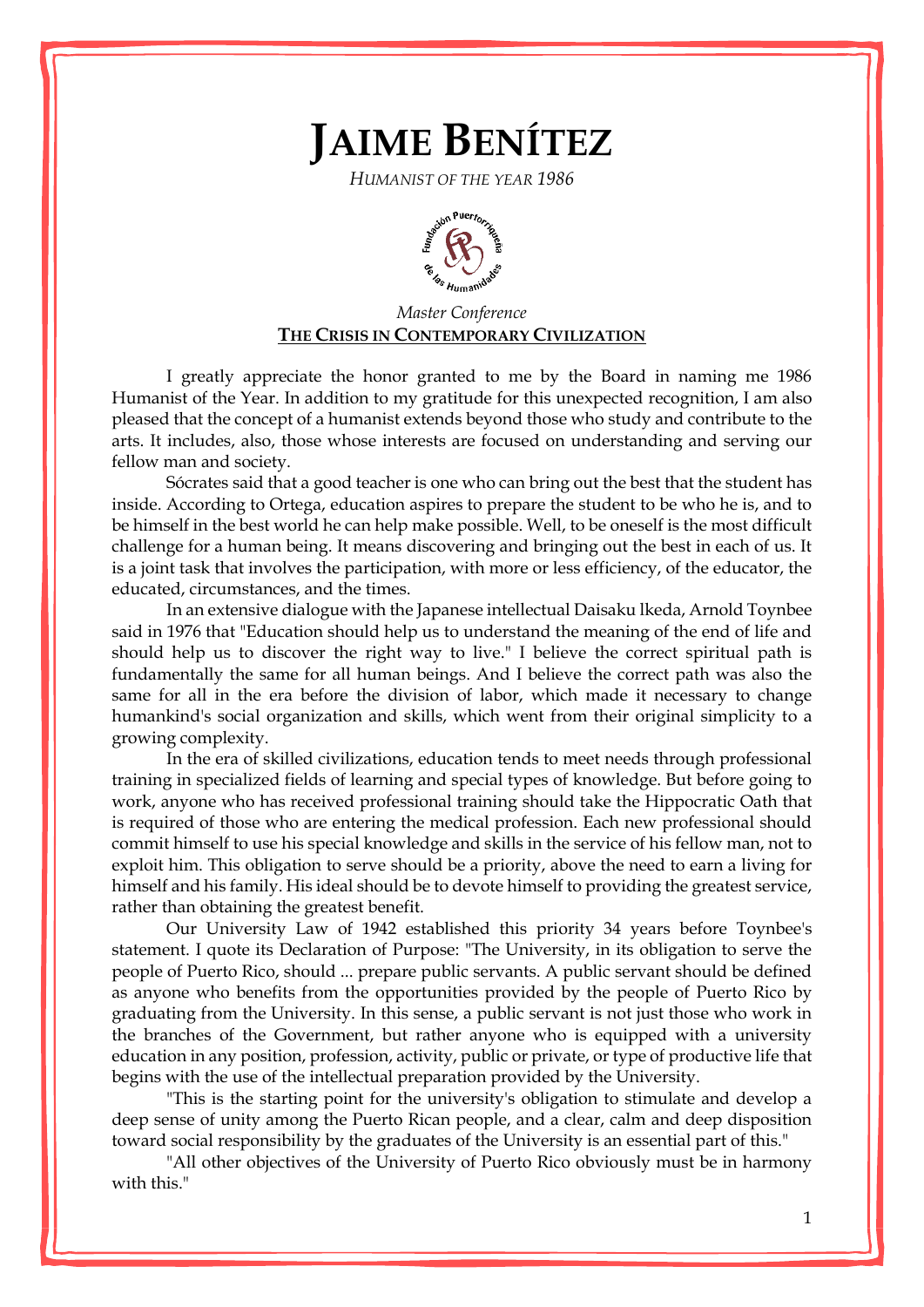# JAIME BENÍTEZ

*HUMANIST OF THE YEAR 1986*

*Master Conference*

**THE CRISIS IN CONTEMPORARY CIVILIZATION**

I greatly appreciate the honor granted to me by the Board in naming me 1986 Humanist of the Year. In addition to my gratitude for this unexpected recognition, I am also pleased that the concept of a humanist extends beyond those who study and contribute to the arts. It includes, also, those whose interests are focused on understanding and serving our fellow man and society.

Sócrates said that a good teacher is one who can bring out the best that the student has inside. According to Ortega, education aspires to prepare the student to be who he is, and to be himself in the best world he can help make possible. Well, to be oneself is the most difficult challenge for a human being. It means discovering and bringing out the best in each of us. It is a joint task that involves the participation, with more or less efficiency, of the educator, the educated, circumstances, and the times.

In an extensive dialogue with the Japanese intellectual Daisaku lkeda, Arnold Toynbee said in 1976 that "Education should help us to understand the meaning of the end of life and should help us to discover the right way to live." I believe the correct spiritual path is fundamentally the same for all human beings. And I believe the correct path was also the same for all in the era before the division of labor, which made it necessary to change humankind's social organization and skills, which went from their original simplicity to a growing complexity.

In the era of skilled civilizations, education tends to meet needs through professional training in specialized fields of learning and special types of knowledge. But before going to work, anyone who has received professional training should take the Hippocratic Oath that is required of those who are entering the medical profession. Each new professional should commit himself to use his special knowledge and skills in the service of his fellow man, not to exploit him. This obligation to serve should be a priority, above the need to earn a living for himself and his family. His ideal should be to devote himself to providing the greatest service, rather than obtaining the greatest benefit.

Our University Law of 1942 established this priority 34 years before Toynbee's statement. I quote its Declaration of Purpose: "The University, in its obligation to serve the people of Puerto Rico, should ... prepare public servants. A public servant should be defined as anyone who benefits from the opportunities provided by the people of Puerto Rico by graduating from the University. In this sense, a public servant is not just those who work in the branches of the Government, but rather anyone who is equipped with a university education in any position, profession, activity, public or private, or type of productive life that begins with the use of the intellectual preparation provided by the University.

"This is the starting point for the university's obligation to stimulate and develop a deep sense of unity among the Puerto Rican people, and a clear, calm and deep disposition toward social responsibility by the graduates of the University is an essential part of this."

"All other objectives of the University of Puerto Rico obviously must be in harmony with this."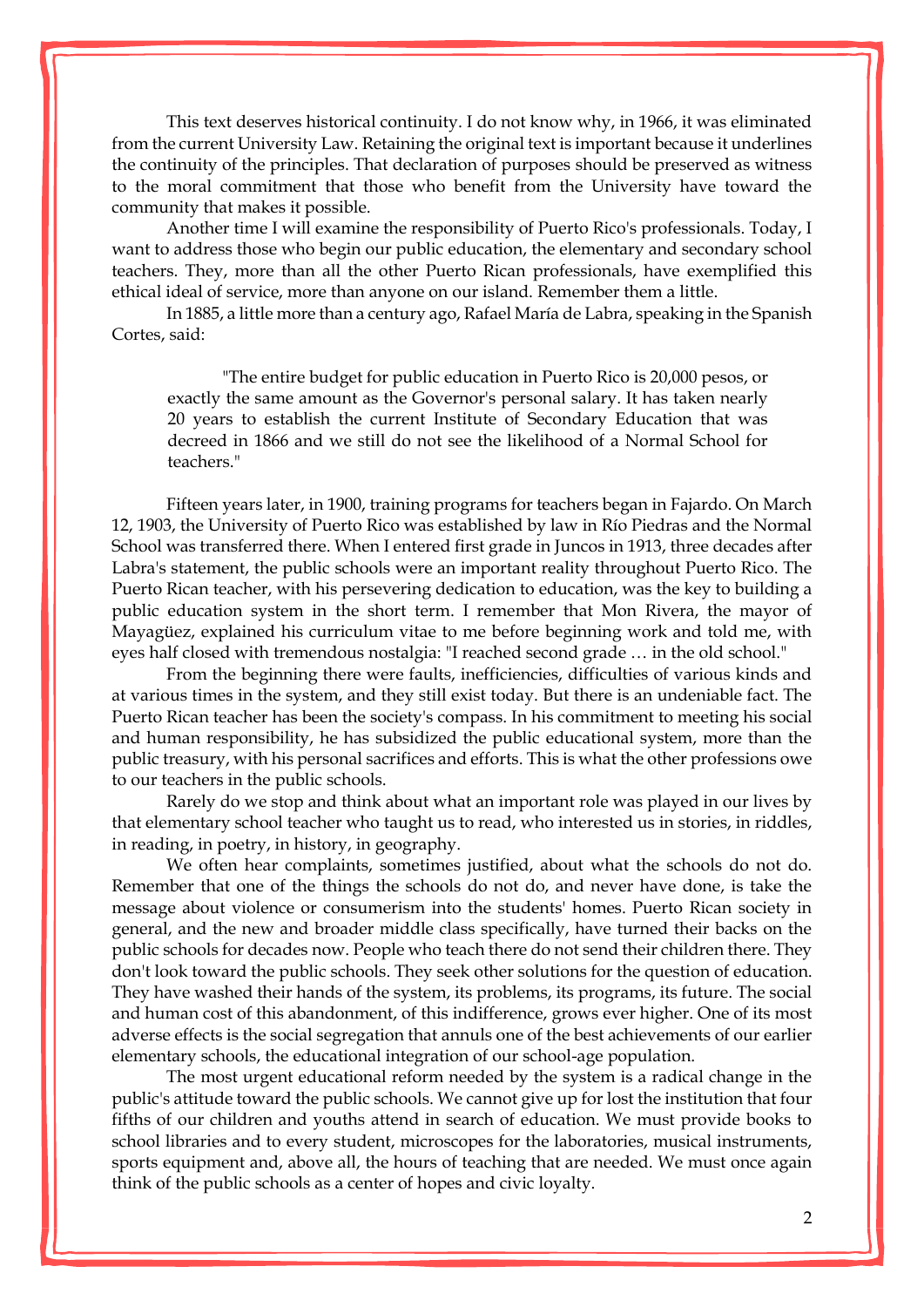This text deserves historical continuity. I do not know why, in 1966, it was eliminated from the current University Law. Retaining the original text is important because it underlines the continuity of the principles. That declaration of purposes should be preserved as witness to the moral commitment that those who benefit from the University have toward the community that makes it possible.

Another time I will examine the responsibility of Puerto Rico's professionals. Today, I want to address those who begin our public education, the elementary and secondary school teachers. They, more than all the other Puerto Rican professionals, have exemplified this ethical ideal of service, more than anyone on our island. Remember them a little.

In 1885, a little more than a century ago, Rafael María de Labra, speaking in the Spanish Cortes, said:

> "The entire budget for public education in Puerto Rico is 20,000 pesos, or exactly the same amount as the Governor's personal salary. It has taken nearly 20 years to establish the current Institute of Secondary Education that was decreed in 1866 and we still do not see the likelihood of a Normal School for teachers."

Fifteen years later, in 1900, training programs for teachers began in Fajardo. On March 12, 1903, the University of Puerto Rico was established by law in Río Piedras and the Normal School was transferred there. When I entered first grade in Juncos in 1913, three decades after Labra's statement, the public schools were an important reality throughout Puerto Rico. The Puerto Rican teacher, with his persevering dedication to education, was the key to building a public education system in the short term. I remember that Mon Rivera, the mayor of Mayagüez, explained his curriculum vitae to me before beginning work and told me, with eyes half closed with tremendous nostalgia: "I reached second grade … in the old school."

From the beginning there were faults, inefficiencies, difficulties of various kinds and at various times in the system, and they still exist today. But there is an undeniable fact. The Puerto Rican teacher has been the society's compass. In his commitment to meeting his social and human responsibility, he has subsidized the public educational system, more than the public treasury, with his personal sacrifices and efforts. This is what the other professions owe to our teachers in the public schools.

Rarely do we stop and think about what an important role was played in our lives by that elementary school teacher who taught us to read, who interested us in stories, in riddles, in reading, in poetry, in history, in geography.

We often hear complaints, sometimes justified, about what the schools do not do. Remember that one of the things the schools do not do, and never have done, is take the message about violence or consumerism into the students' homes. Puerto Rican society in general, and the new and broader middle class specifically, have turned their backs on the public schools for decades now. People who teach there do not send their children there. They don't look toward the public schools. They seek other solutions for the question of education. They have washed their hands of the system, its problems, its programs, its future. The social and human cost of this abandonment, of this indifference, grows ever higher. One of its most adverse effects is the social segregation that annuls one of the best achievements of our earlier elementary schools, the educational integration of our school-age population.

The most urgent educational reform needed by the system is a radical change in the public's attitude toward the public schools. We cannot give up for lost the institution that four fifths of our children and youths attend in search of education. We must provide books to school libraries and to every student, microscopes for the laboratories, musical instruments, sports equipment and, above all, the hours of teaching that are needed. We must once again think of the public schools as a center of hopes and civic loyalty.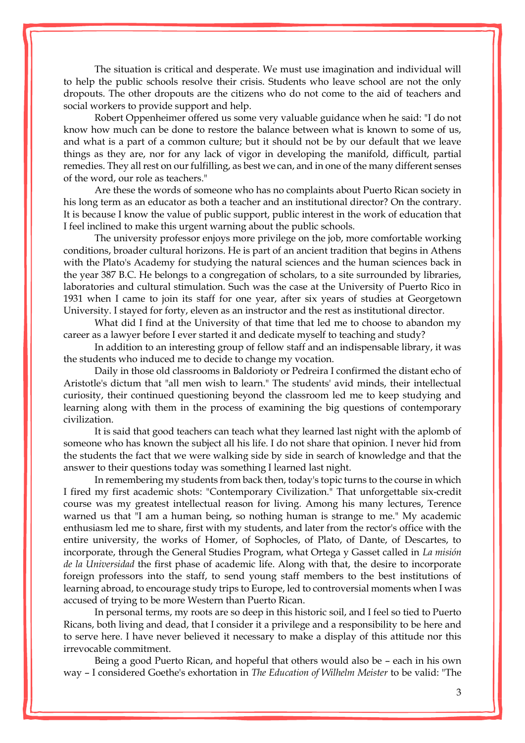The situation is critical and desperate. We must use imagination and individual will to help the public schools resolve their crisis. Students who leave school are not the only dropouts. The other dropouts are the citizens who do not come to the aid of teachers and social workers to provide support and help.

Robert Oppenheimer offered us some very valuable guidance when he said: "I do not know how much can be done to restore the balance between what is known to some of us, and what is a part of a common culture; but it should not be by our default that we leave things as they are, nor for any lack of vigor in developing the manifold, difficult, partial remedies. They all rest on our fulfilling, as best we can, and in one of the many different senses of the word, our role as teachers."

Are these the words of someone who has no complaints about Puerto Rican society in his long term as an educator as both a teacher and an institutional director? On the contrary. It is because I know the value of public support, public interest in the work of education that I feel inclined to make this urgent warning about the public schools.

The university professor enjoys more privilege on the job, more comfortable working conditions, broader cultural horizons. He is part of an ancient tradition that begins in Athens with the Plato's Academy for studying the natural sciences and the human sciences back in the year 387 B.C. He belongs to a congregation of scholars, to a site surrounded by libraries, laboratories and cultural stimulation. Such was the case at the University of Puerto Rico in 1931 when I came to join its staff for one year, after six years of studies at Georgetown University. I stayed for forty, eleven as an instructor and the rest as institutional director.

What did I find at the University of that time that led me to choose to abandon my career as a lawyer before I ever started it and dedicate myself to teaching and study?

In addition to an interesting group of fellow staff and an indispensable library, it was the students who induced me to decide to change my vocation.

Daily in those old classrooms in Baldorioty or Pedreira I confirmed the distant echo of Aristotle's dictum that "all men wish to learn." The students' avid minds, their intellectual curiosity, their continued questioning beyond the classroom led me to keep studying and learning along with them in the process of examining the big questions of contemporary civilization.

It is said that good teachers can teach what they learned last night with the aplomb of someone who has known the subject all his life. I do not share that opinion. I never hid from the students the fact that we were walking side by side in search of knowledge and that the answer to their questions today was something I learned last night.

In remembering my students from back then, today's topic turns to the course in which I fired my first academic shots: "Contemporary Civilization." That unforgettable six-credit course was my greatest intellectual reason for living. Among his many lectures, Terence warned us that "I am a human being, so nothing human is strange to me." My academic enthusiasm led me to share, first with my students, and later from the rector's office with the entire university, the works of Homer, of Sophocles, of Plato, of Dante, of Descartes, to incorporate, through the General Studies Program, what Ortega y Gasset called in *La misión de la Universidad* the first phase of academic life. Along with that, the desire to incorporate foreign professors into the staff, to send young staff members to the best institutions of learning abroad, to encourage study trips to Europe, led to controversial moments when I was accused of trying to be more Western than Puerto Rican.

In personal terms, my roots are so deep in this historic soil, and I feel so tied to Puerto Ricans, both living and dead, that I consider it a privilege and a responsibility to be here and to serve here. I have never believed it necessary to make a display of this attitude nor this irrevocable commitment.

Being a good Puerto Rican, and hopeful that others would also be – each in his own way – I considered Goethe's exhortation in *The Education of Wilhelm Meister* to be valid: "The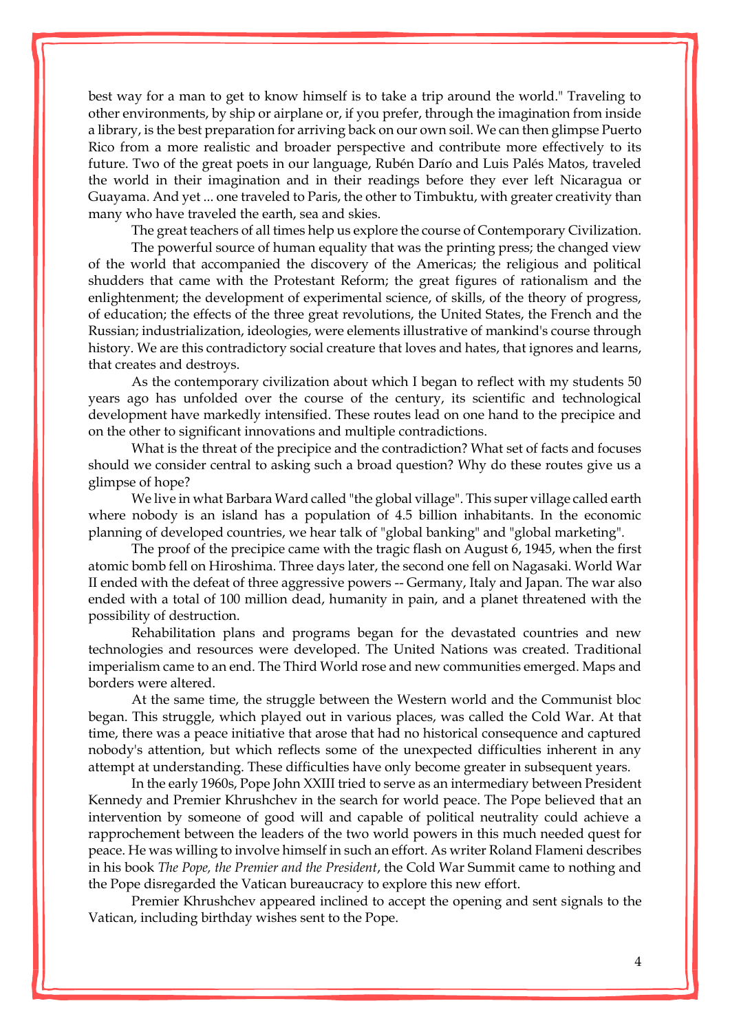best way for a man to get to know himself is to take a trip around the world." Traveling to other environments, by ship or airplane or, if you prefer, through the imagination from inside a library, is the best preparation for arriving back on our own soil. We can then glimpse Puerto Rico from a more realistic and broader perspective and contribute more effectively to its future. Two of the great poets in our language, Rubén Darío and Luis Palés Matos, traveled the world in their imagination and in their readings before they ever left Nicaragua or Guayama. And yet ... one traveled to Paris, the other to Timbuktu, with greater creativity than many who have traveled the earth, sea and skies.

The great teachers of all times help us explore the course of Contemporary Civilization.

The powerful source of human equality that was the printing press; the changed view of the world that accompanied the discovery of the Americas; the religious and political shudders that came with the Protestant Reform; the great figures of rationalism and the enlightenment; the development of experimental science, of skills, of the theory of progress, of education; the effects of the three great revolutions, the United States, the French and the Russian; industrialization, ideologies, were elements illustrative of mankind's course through history. We are this contradictory social creature that loves and hates, that ignores and learns, that creates and destroys.

As the contemporary civilization about which I began to reflect with my students 50 years ago has unfolded over the course of the century, its scientific and technological development have markedly intensified. These routes lead on one hand to the precipice and on the other to significant innovations and multiple contradictions.

What is the threat of the precipice and the contradiction? What set of facts and focuses should we consider central to asking such a broad question? Why do these routes give us a glimpse of hope?

We live in what Barbara Ward called "the global village". This super village called earth where nobody is an island has a population of 4.5 billion inhabitants. In the economic planning of developed countries, we hear talk of "global banking" and "global marketing".

The proof of the precipice came with the tragic flash on August 6, 1945, when the first atomic bomb fell on Hiroshima. Three days later, the second one fell on Nagasaki. World War II ended with the defeat of three aggressive powers -- Germany, Italy and Japan. The war also ended with a total of 100 million dead, humanity in pain, and a planet threatened with the possibility of destruction.

Rehabilitation plans and programs began for the devastated countries and new technologies and resources were developed. The United Nations was created. Traditional imperialism came to an end. The Third World rose and new communities emerged. Maps and borders were altered.

At the same time, the struggle between the Western world and the Communist bloc began. This struggle, which played out in various places, was called the Cold War. At that time, there was a peace initiative that arose that had no historical consequence and captured nobody's attention, but which reflects some of the unexpected difficulties inherent in any attempt at understanding. These difficulties have only become greater in subsequent years.

In the early 1960s, Pope John XXIII tried to serve as an intermediary between President Kennedy and Premier Khrushchev in the search for world peace. The Pope believed that an intervention by someone of good will and capable of political neutrality could achieve a rapprochement between the leaders of the two world powers in this much needed quest for peace. He was willing to involve himself in such an effort. As writer Roland Flameni describes in his book *The Pope, the Premier and the President*, the Cold War Summit came to nothing and the Pope disregarded the Vatican bureaucracy to explore this new effort.

Premier Khrushchev appeared inclined to accept the opening and sent signals to the Vatican, including birthday wishes sent to the Pope.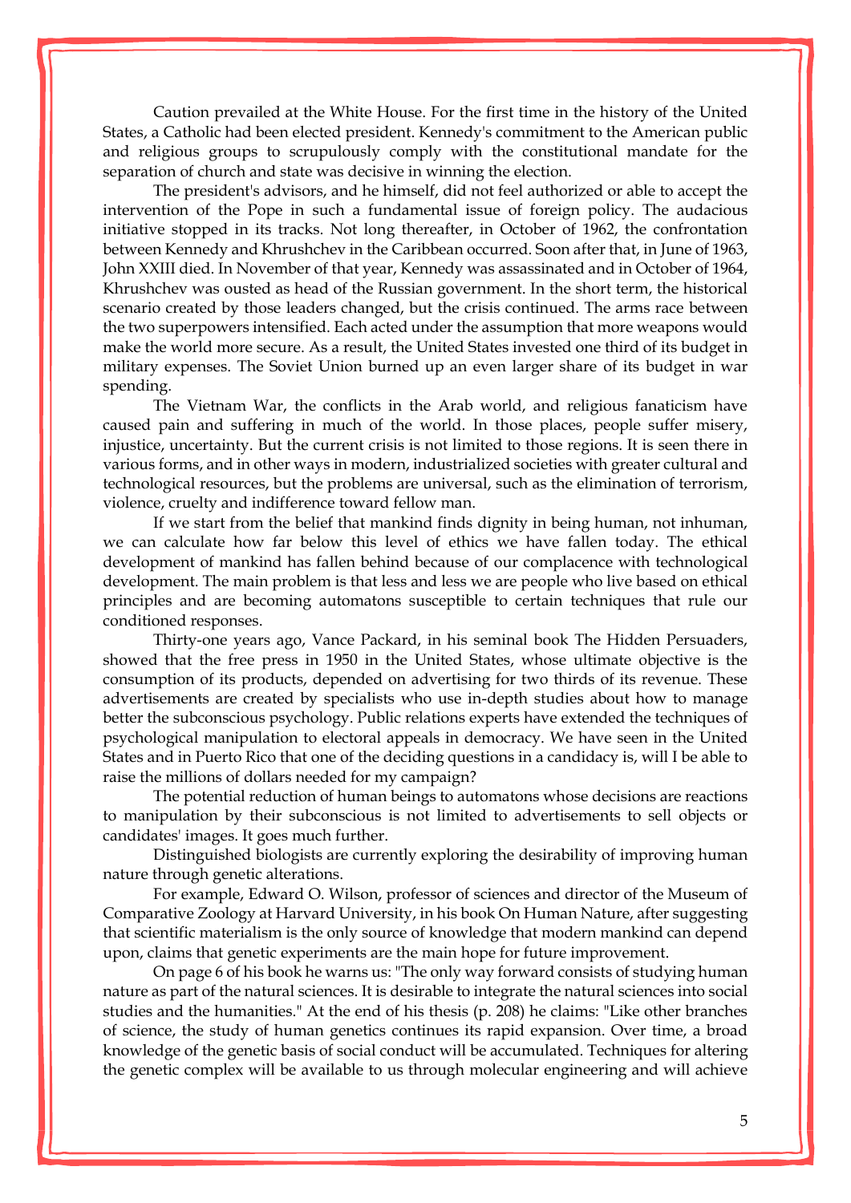Caution prevailed at the White House. For the first time in the history of the United States, a Catholic had been elected president. Kennedy's commitment to the American public and religious groups to scrupulously comply with the constitutional mandate for the separation of church and state was decisive in winning the election.

The president's advisors, and he himself, did not feel authorized or able to accept the intervention of the Pope in such a fundamental issue of foreign policy. The audacious initiative stopped in its tracks. Not long thereafter, in October of 1962, the confrontation between Kennedy and Khrushchev in the Caribbean occurred. Soon after that, in June of 1963, John XXIII died. In November of that year, Kennedy was assassinated and in October of 1964, Khrushchev was ousted as head of the Russian government. In the short term, the historical scenario created by those leaders changed, but the crisis continued. The arms race between the two superpowers intensified. Each acted under the assumption that more weapons would make the world more secure. As a result, the United States invested one third of its budget in military expenses. The Soviet Union burned up an even larger share of its budget in war spending.

The Vietnam War, the conflicts in the Arab world, and religious fanaticism have caused pain and suffering in much of the world. In those places, people suffer misery, injustice, uncertainty. But the current crisis is not limited to those regions. It is seen there in various forms, and in other ways in modern, industrialized societies with greater cultural and technological resources, but the problems are universal, such as the elimination of terrorism, violence, cruelty and indifference toward fellow man.

If we start from the belief that mankind finds dignity in being human, not inhuman, we can calculate how far below this level of ethics we have fallen today. The ethical development of mankind has fallen behind because of our complacence with technological development. The main problem is that less and less we are people who live based on ethical principles and are becoming automatons susceptible to certain techniques that rule our conditioned responses.

Thirty-one years ago, Vance Packard, in his seminal book The Hidden Persuaders, showed that the free press in 1950 in the United States, whose ultimate objective is the consumption of its products, depended on advertising for two thirds of its revenue. These advertisements are created by specialists who use in-depth studies about how to manage better the subconscious psychology. Public relations experts have extended the techniques of psychological manipulation to electoral appeals in democracy. We have seen in the United States and in Puerto Rico that one of the deciding questions in a candidacy is, will I be able to raise the millions of dollars needed for my campaign?

The potential reduction of human beings to automatons whose decisions are reactions to manipulation by their subconscious is not limited to advertisements to sell objects or candidates' images. It goes much further.

Distinguished biologists are currently exploring the desirability of improving human nature through genetic alterations.

For example, Edward O. Wilson, professor of sciences and director of the Museum of Comparative Zoology at Harvard University, in his book On Human Nature, after suggesting that scientific materialism is the only source of knowledge that modern mankind can depend upon, claims that genetic experiments are the main hope for future improvement.

On page 6 of his book he warns us: "The only way forward consists of studying human nature as part of the natural sciences. It is desirable to integrate the natural sciences into social studies and the humanities." At the end of his thesis (p. 208) he claims: "Like other branches of science, the study of human genetics continues its rapid expansion. Over time, a broad knowledge of the genetic basis of social conduct will be accumulated. Techniques for altering the genetic complex will be available to us through molecular engineering and will achieve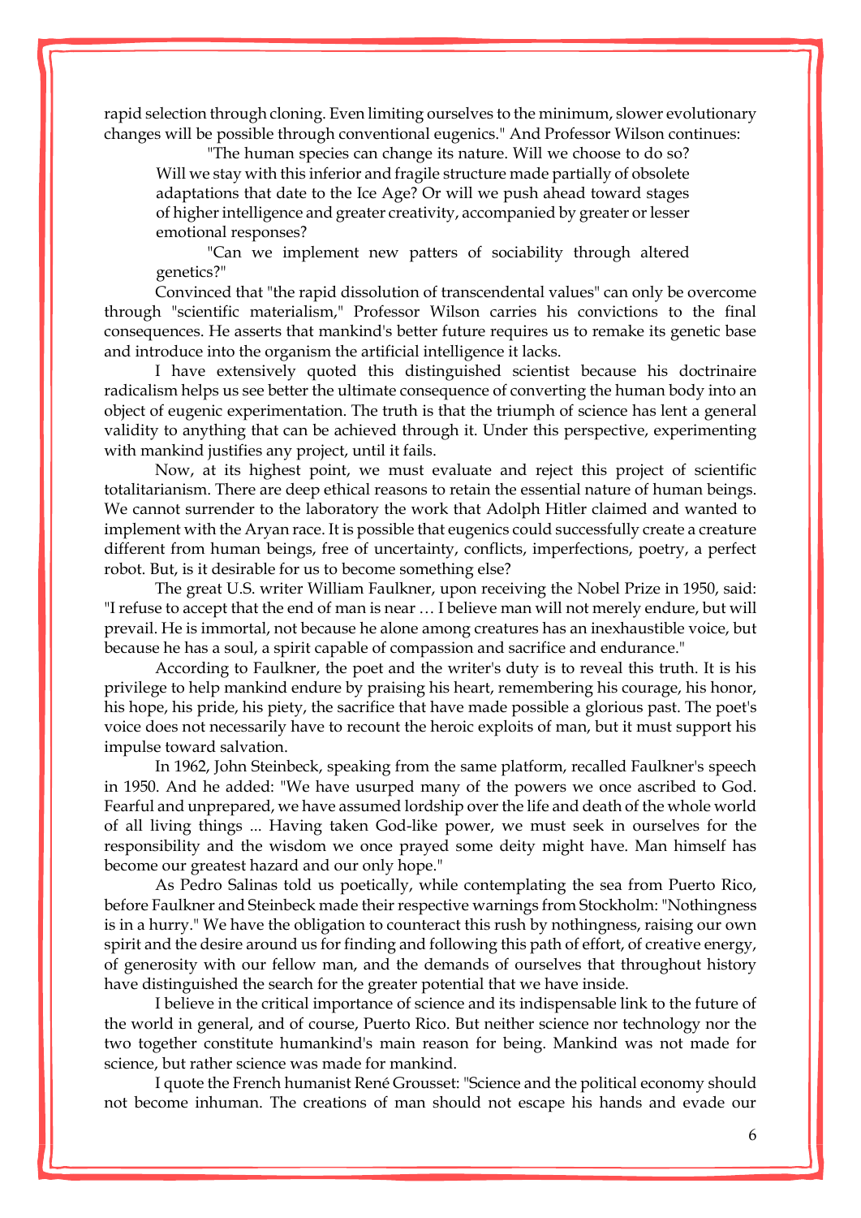rapid selection through cloning. Even limiting ourselves to the minimum, slower evolutionary changes will be possible through conventional eugenics." And Professor Wilson continues:

> "The human species can change its nature. Will we choose to do so? Will we stay with this inferior and fragile structure made partially of obsolete adaptations that date to the Ice Age? Or will we push ahead toward stages of higher intelligence and greater creativity, accompanied by greater or lesser emotional responses?
>
> "Can we implement new patters of sociability through altered genetics?"

Convinced that "the rapid dissolution of transcendental values" can only be overcome through "scientific materialism," Professor Wilson carries his convictions to the final consequences. He asserts that mankind's better future requires us to remake its genetic base and introduce into the organism the artificial intelligence it lacks.

I have extensively quoted this distinguished scientist because his doctrinaire radicalism helps us see better the ultimate consequence of converting the human body into an object of eugenic experimentation. The truth is that the triumph of science has lent a general validity to anything that can be achieved through it. Under this perspective, experimenting with mankind justifies any project, until it fails.

Now, at its highest point, we must evaluate and reject this project of scientific totalitarianism. There are deep ethical reasons to retain the essential nature of human beings. We cannot surrender to the laboratory the work that Adolph Hitler claimed and wanted to implement with the Aryan race. It is possible that eugenics could successfully create a creature different from human beings, free of uncertainty, conflicts, imperfections, poetry, a perfect robot. But, is it desirable for us to become something else?

The great U.S. writer William Faulkner, upon receiving the Nobel Prize in 1950, said: "I refuse to accept that the end of man is near … I believe man will not merely endure, but will prevail. He is immortal, not because he alone among creatures has an inexhaustible voice, but because he has a soul, a spirit capable of compassion and sacrifice and endurance."

According to Faulkner, the poet and the writer's duty is to reveal this truth. It is his privilege to help mankind endure by praising his heart, remembering his courage, his honor, his hope, his pride, his piety, the sacrifice that have made possible a glorious past. The poet's voice does not necessarily have to recount the heroic exploits of man, but it must support his impulse toward salvation.

In 1962, John Steinbeck, speaking from the same platform, recalled Faulkner's speech in 1950. And he added: "We have usurped many of the powers we once ascribed to God. Fearful and unprepared, we have assumed lordship over the life and death of the whole world of all living things ... Having taken God-like power, we must seek in ourselves for the responsibility and the wisdom we once prayed some deity might have. Man himself has become our greatest hazard and our only hope."

As Pedro Salinas told us poetically, while contemplating the sea from Puerto Rico, before Faulkner and Steinbeck made their respective warnings from Stockholm: "Nothingness is in a hurry." We have the obligation to counteract this rush by nothingness, raising our own spirit and the desire around us for finding and following this path of effort, of creative energy, of generosity with our fellow man, and the demands of ourselves that throughout history have distinguished the search for the greater potential that we have inside.

I believe in the critical importance of science and its indispensable link to the future of the world in general, and of course, Puerto Rico. But neither science nor technology nor the two together constitute humankind's main reason for being. Mankind was not made for science, but rather science was made for mankind.

I quote the French humanist René Grousset: "Science and the political economy should not become inhuman. The creations of man should not escape his hands and evade our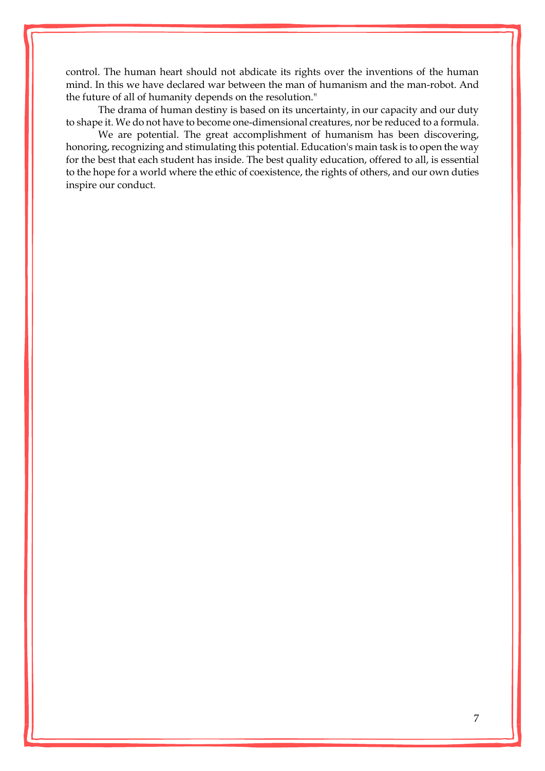control. The human heart should not abdicate its rights over the inventions of the human mind. In this we have declared war between the man of humanism and the man-robot. And the future of all of humanity depends on the resolution."

The drama of human destiny is based on its uncertainty, in our capacity and our duty to shape it. We do not have to become one-dimensional creatures, nor be reduced to a formula.

We are potential. The great accomplishment of humanism has been discovering, honoring, recognizing and stimulating this potential. Education's main task is to open the way for the best that each student has inside. The best quality education, offered to all, is essential to the hope for a world where the ethic of coexistence, the rights of others, and our own duties inspire our conduct.